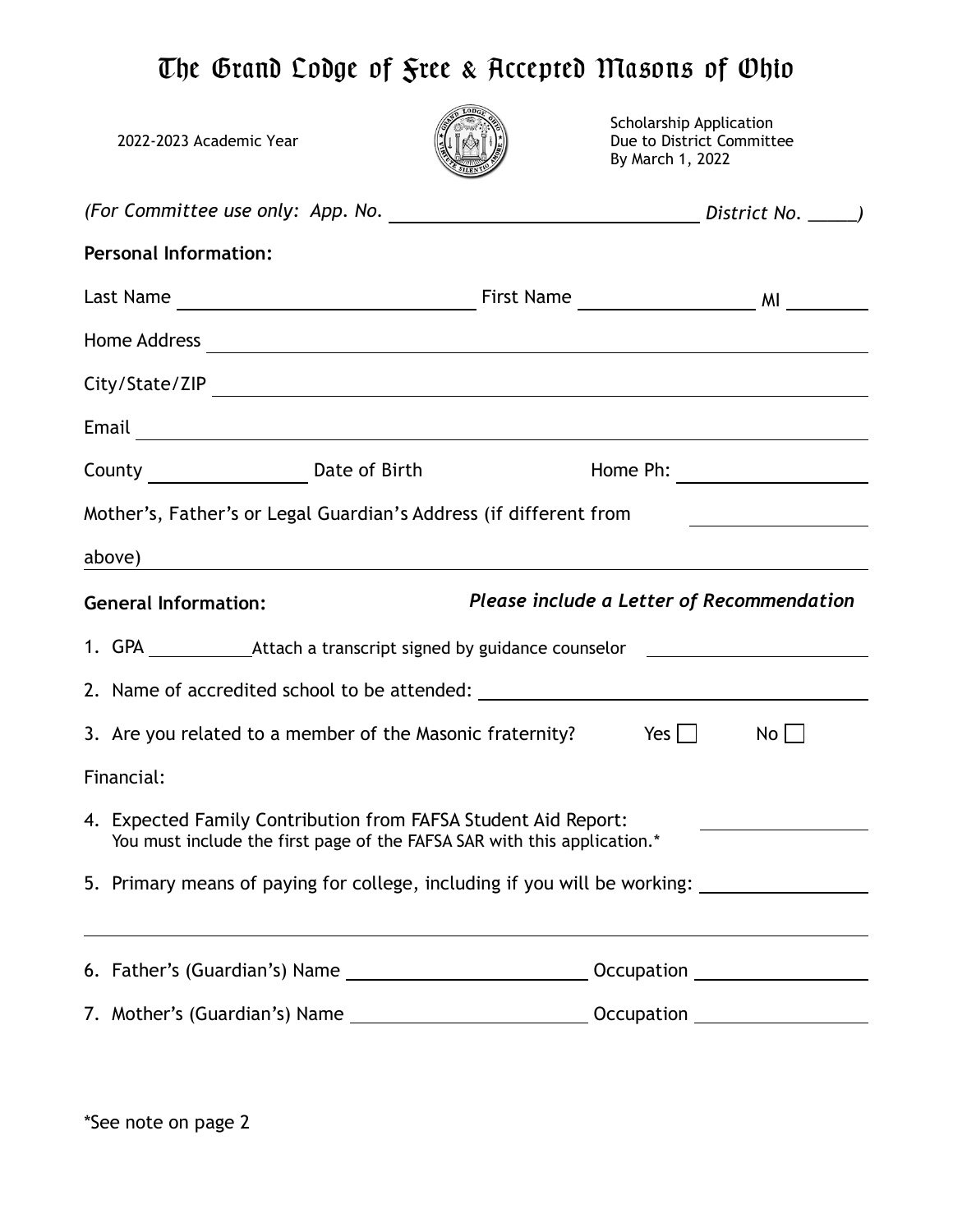# The Grand Lodge of Free & Accepted Masons of Ohio

2022-2023 Academic Year

Scholarship Application
Due to District Committee
By March 1, 2022

*(For Committee use only: App. No. ______________________________ District No. _____)*

**Personal Information:**

Last Name ____________________________ First Name _________________ MI ________

Home Address ____________________________________________________________

City/State/ZIP ____________________________________________________________

Email __________________________________________________________________

County _______________ Date of Birth Home Ph: __________________

Mother's, Father's or Legal Guardian's Address (if different from ________________

above) __________________________________________________________________

**General Information:** ***Please include a Letter of Recommendation***

1. GPA __________ Attach a transcript signed by guidance counselor ____________________
2. Name of accredited school to be attended: ____________________________________
3. Are you related to a member of the Masonic fraternity? Yes ☐ No ☐

Financial:

4. Expected Family Contribution from FAFSA Student Aid Report: ________________
   You must include the first page of the FAFSA SAR with this application.*
5. Primary means of paying for college, including if you will be working: ________________

_________________________________________________________________________

6. Father's (Guardian's) Name _______________________ Occupation _________________
7. Mother's (Guardian's) Name _______________________ Occupation _________________

*See note on page 2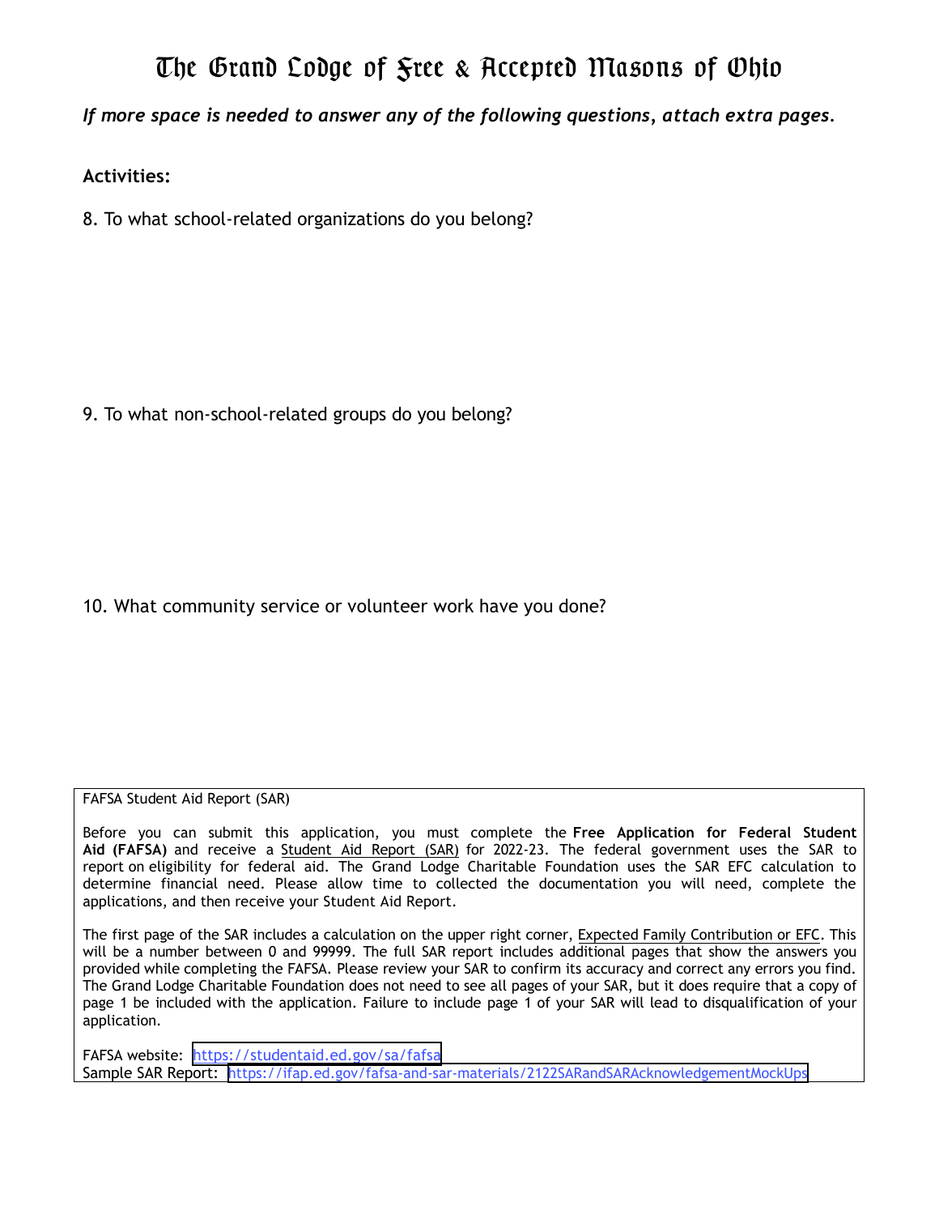# The Grand Lodge of Free & Accepted Masons of Ohio

***If more space is needed to answer any of the following questions, attach extra pages.***

**Activities:**

8. To what school-related organizations do you belong?

9. To what non-school-related groups do you belong?

10. What community service or volunteer work have you done?

FAFSA Student Aid Report (SAR)

Before you can submit this application, you must complete the **Free Application for Federal Student Aid (FAFSA)** and receive a Student Aid Report (SAR) for 2022-23. The federal government uses the SAR to report on eligibility for federal aid. The Grand Lodge Charitable Foundation uses the SAR EFC calculation to determine financial need. Please allow time to collected the documentation you will need, complete the applications, and then receive your Student Aid Report.

The first page of the SAR includes a calculation on the upper right corner, Expected Family Contribution or EFC. This will be a number between 0 and 99999. The full SAR report includes additional pages that show the answers you provided while completing the FAFSA. Please review your SAR to confirm its accuracy and correct any errors you find. The Grand Lodge Charitable Foundation does not need to see all pages of your SAR, but it does require that a copy of page 1 be included with the application. Failure to include page 1 of your SAR will lead to disqualification of your application.

FAFSA website: https://studentaid.ed.gov/sa/fafsa
Sample SAR Report: https://ifap.ed.gov/fafsa-and-sar-materials/2122SARandSARAcknowledgementMockUps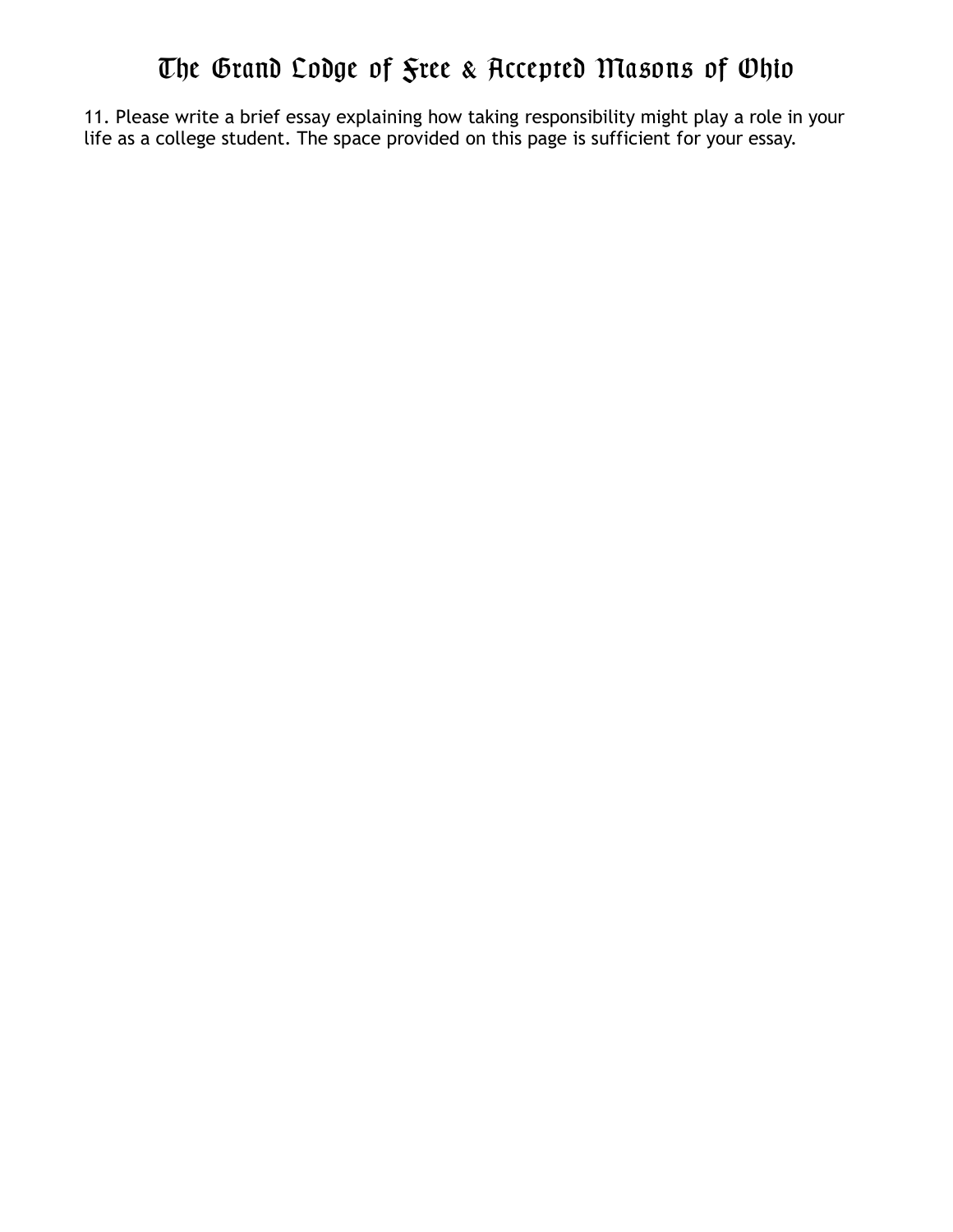# The Grand Lodge of Free & Accepted Masons of Ohio

11. Please write a brief essay explaining how taking responsibility might play a role in your life as a college student. The space provided on this page is sufficient for your essay.